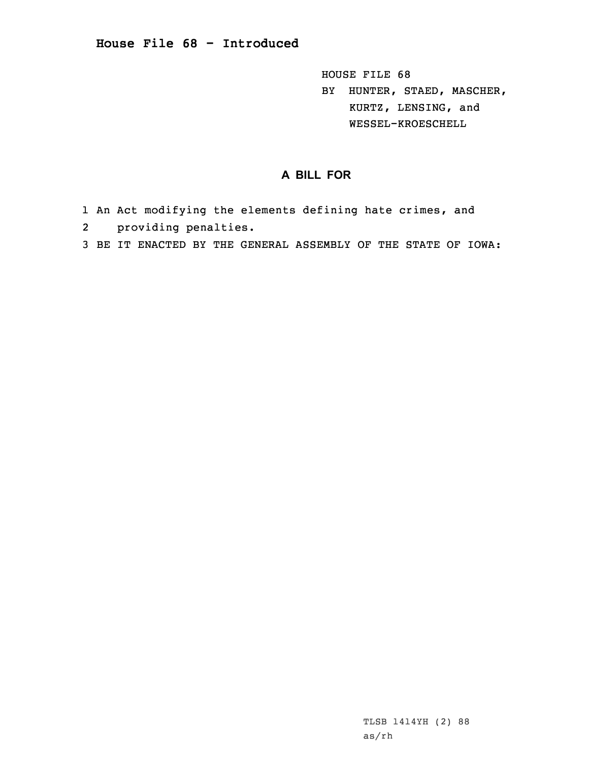# House File 68 - Introduced

HOUSE FILE 68
BY HUNTER, STAED, MASCHER, KURTZ, LENSING, and WESSEL-KROESCHELL

## A BILL FOR

1 An Act modifying the elements defining hate crimes, and
2 providing penalties.
3 BE IT ENACTED BY THE GENERAL ASSEMBLY OF THE STATE OF IOWA:

TLSB 1414YH (2) 88
as/rh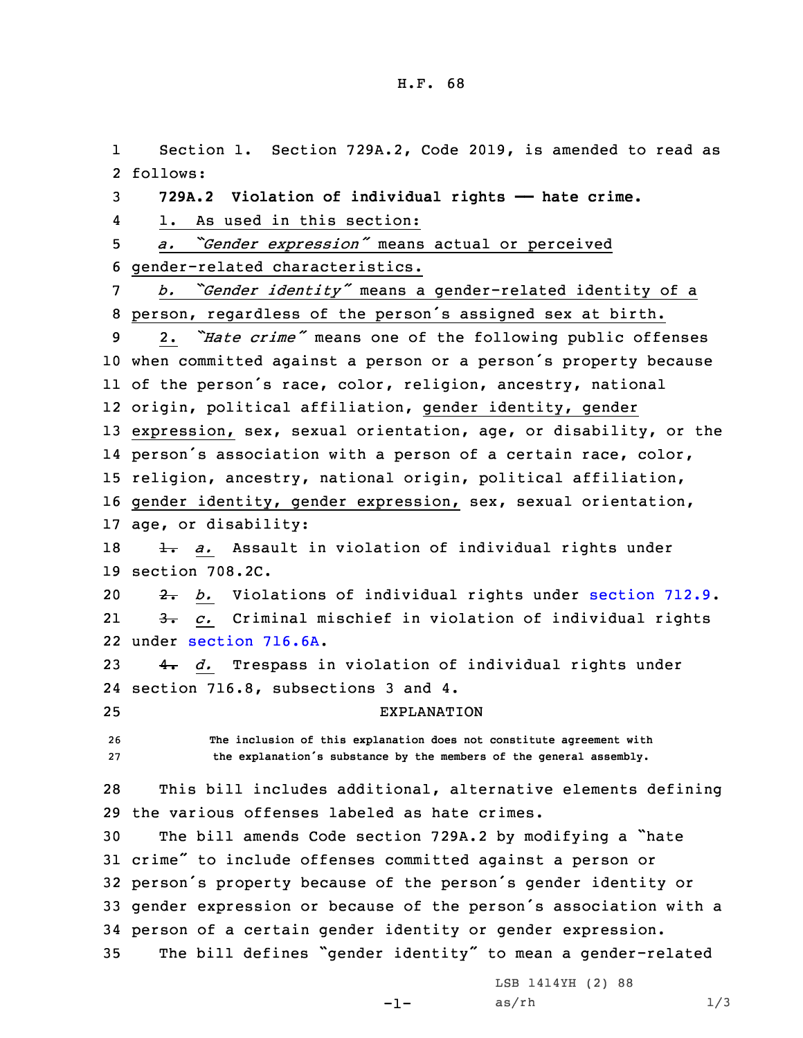H.F. 68

Section 1. Section 729A.2, Code 2019, is amended to read as follows:

**729A.2 Violation of individual rights — hate crime.**

1. As used in this section:

*a. "Gender expression"* means actual or perceived gender-related characteristics.

*b. "Gender identity"* means a gender-related identity of a person, regardless of the person's assigned sex at birth.

2. *"Hate crime"* means one of the following public offenses when committed against a person or a person's property because of the person's race, color, religion, ancestry, national origin, political affiliation, gender identity, gender expression, sex, sexual orientation, age, or disability, or the person's association with a person of a certain race, color, religion, ancestry, national origin, political affiliation, gender identity, gender expression, sex, sexual orientation, age, or disability:

~~1.~~ *a.* Assault in violation of individual rights under section 708.2C.

~~2.~~ *b.* Violations of individual rights under section 712.9.

~~3.~~ *c.* Criminal mischief in violation of individual rights under section 716.6A.

~~4.~~ *d.* Trespass in violation of individual rights under section 716.8, subsections 3 and 4.

EXPLANATION

The inclusion of this explanation does not constitute agreement with the explanation's substance by the members of the general assembly.

This bill includes additional, alternative elements defining the various offenses labeled as hate crimes.

The bill amends Code section 729A.2 by modifying a "hate crime" to include offenses committed against a person or person's property because of the person's gender identity or gender expression or because of the person's association with a person of a certain gender identity or gender expression.

The bill defines "gender identity" to mean a gender-related

LSB 1414YH (2) 88
as/rh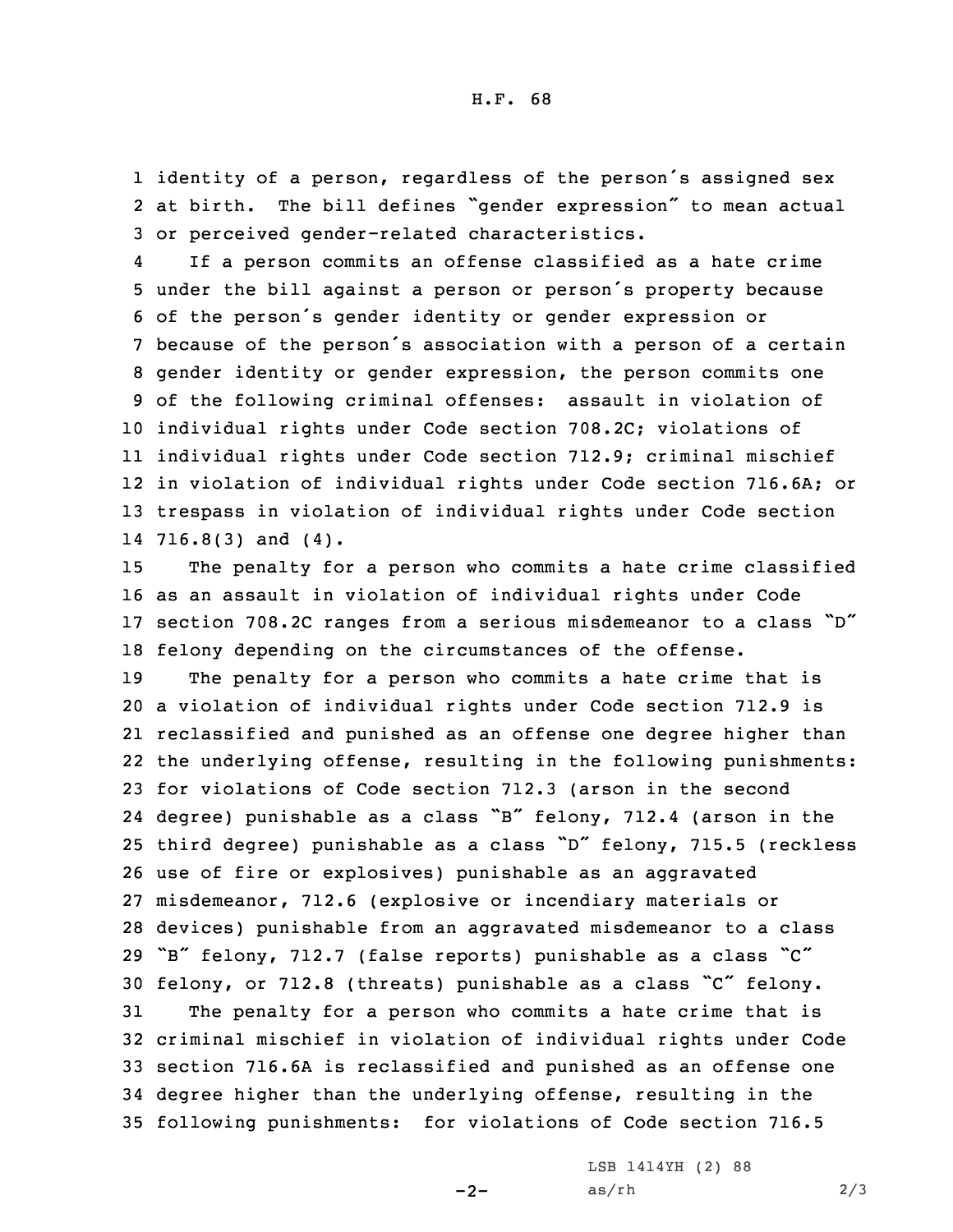identity of a person, regardless of the person's assigned sex at birth. The bill defines "gender expression" to mean actual or perceived gender-related characteristics.

If a person commits an offense classified as a hate crime under the bill against a person or person's property because of the person's gender identity or gender expression or because of the person's association with a person of a certain gender identity or gender expression, the person commits one of the following criminal offenses: assault in violation of individual rights under Code section 708.2C; violations of individual rights under Code section 712.9; criminal mischief in violation of individual rights under Code section 716.6A; or trespass in violation of individual rights under Code section 716.8(3) and (4).

The penalty for a person who commits a hate crime classified as an assault in violation of individual rights under Code section 708.2C ranges from a serious misdemeanor to a class "D" felony depending on the circumstances of the offense.

The penalty for a person who commits a hate crime that is a violation of individual rights under Code section 712.9 is reclassified and punished as an offense one degree higher than the underlying offense, resulting in the following punishments: for violations of Code section 712.3 (arson in the second degree) punishable as a class "B" felony, 712.4 (arson in the third degree) punishable as a class "D" felony, 715.5 (reckless use of fire or explosives) punishable as an aggravated misdemeanor, 712.6 (explosive or incendiary materials or devices) punishable from an aggravated misdemeanor to a class "B" felony, 712.7 (false reports) punishable as a class "C" felony, or 712.8 (threats) punishable as a class "C" felony.

The penalty for a person who commits a hate crime that is criminal mischief in violation of individual rights under Code section 716.6A is reclassified and punished as an offense one degree higher than the underlying offense, resulting in the following punishments: for violations of Code section 716.5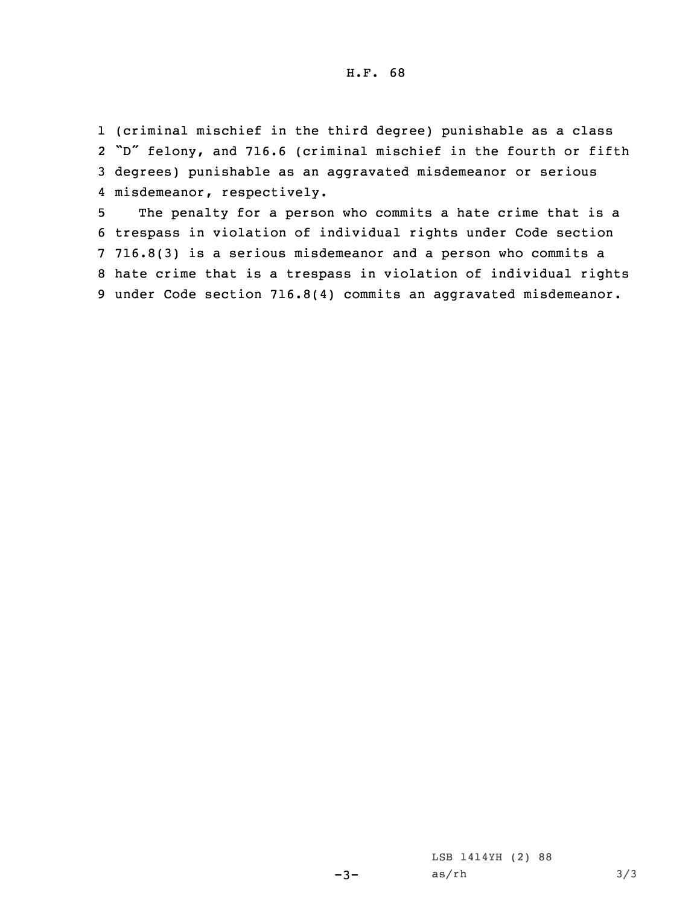(criminal mischief in the third degree) punishable as a class "D" felony, and 716.6 (criminal mischief in the fourth or fifth degrees) punishable as an aggravated misdemeanor or serious misdemeanor, respectively.

The penalty for a person who commits a hate crime that is a trespass in violation of individual rights under Code section 716.8(3) is a serious misdemeanor and a person who commits a hate crime that is a trespass in violation of individual rights under Code section 716.8(4) commits an aggravated misdemeanor.